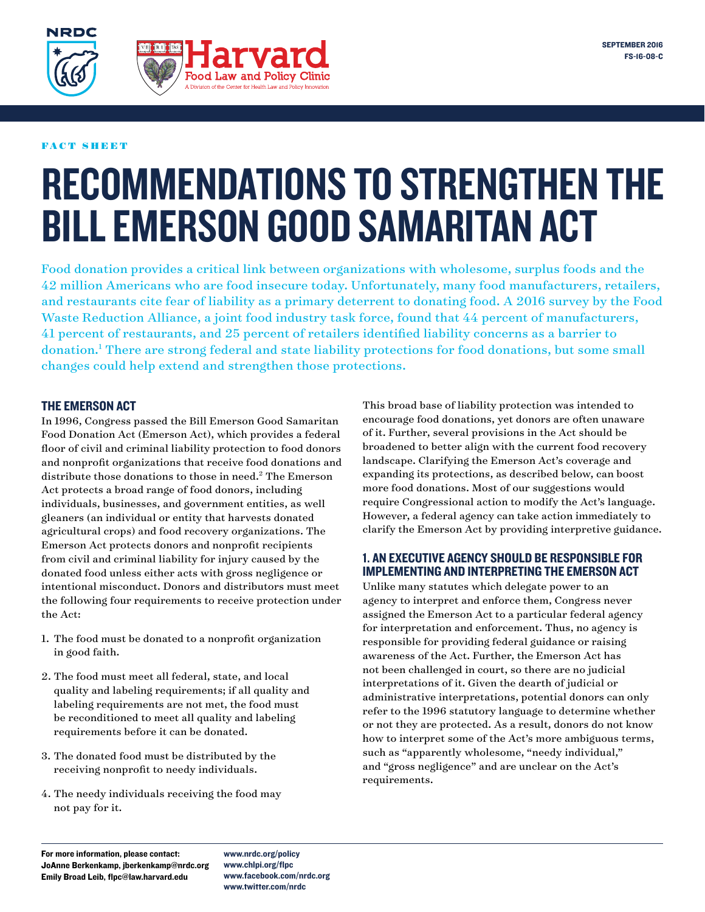SEPTEMBER 2016
FS-16-08-C

FACT SHEET

# RECOMMENDATIONS TO STRENGTHEN THE BILL EMERSON GOOD SAMARITAN ACT

Food donation provides a critical link between organizations with wholesome, surplus foods and the 42 million Americans who are food insecure today. Unfortunately, many food manufacturers, retailers, and restaurants cite fear of liability as a primary deterrent to donating food. A 2016 survey by the Food Waste Reduction Alliance, a joint food industry task force, found that 44 percent of manufacturers, 41 percent of restaurants, and 25 percent of retailers identified liability concerns as a barrier to donation.[1] There are strong federal and state liability protections for food donations, but some small changes could help extend and strengthen those protections.

## THE EMERSON ACT

In 1996, Congress passed the Bill Emerson Good Samaritan Food Donation Act (Emerson Act), which provides a federal floor of civil and criminal liability protection to food donors and nonprofit organizations that receive food donations and distribute those donations to those in need.[2] The Emerson Act protects a broad range of food donors, including individuals, businesses, and government entities, as well gleaners (an individual or entity that harvests donated agricultural crops) and food recovery organizations. The Emerson Act protects donors and nonprofit recipients from civil and criminal liability for injury caused by the donated food unless either acts with gross negligence or intentional misconduct. Donors and distributors must meet the following four requirements to receive protection under the Act:

1. The food must be donated to a nonprofit organization in good faith.
2. The food must meet all federal, state, and local quality and labeling requirements; if all quality and labeling requirements are not met, the food must be reconditioned to meet all quality and labeling requirements before it can be donated.
3. The donated food must be distributed by the receiving nonprofit to needy individuals.
4. The needy individuals receiving the food may not pay for it.

This broad base of liability protection was intended to encourage food donations, yet donors are often unaware of it. Further, several provisions in the Act should be broadened to better align with the current food recovery landscape. Clarifying the Emerson Act's coverage and expanding its protections, as described below, can boost more food donations. Most of our suggestions would require Congressional action to modify the Act's language. However, a federal agency can take action immediately to clarify the Emerson Act by providing interpretive guidance.

## 1. AN EXECUTIVE AGENCY SHOULD BE RESPONSIBLE FOR IMPLEMENTING AND INTERPRETING THE EMERSON ACT

Unlike many statutes which delegate power to an agency to interpret and enforce them, Congress never assigned the Emerson Act to a particular federal agency for interpretation and enforcement. Thus, no agency is responsible for providing federal guidance or raising awareness of the Act. Further, the Emerson Act has not been challenged in court, so there are no judicial interpretations of it. Given the dearth of judicial or administrative interpretations, potential donors can only refer to the 1996 statutory language to determine whether or not they are protected. As a result, donors do not know how to interpret some of the Act's more ambiguous terms, such as "apparently wholesome, "needy individual," and "gross negligence" and are unclear on the Act's requirements.

For more information, please contact:
JoAnne Berkenkamp, jberkenkamp@nrdc.org
Emily Broad Leib, flpc@law.harvard.edu

www.nrdc.org/policy
www.chlpi.org/flpc
www.facebook.com/nrdc.org
www.twitter.com/nrdc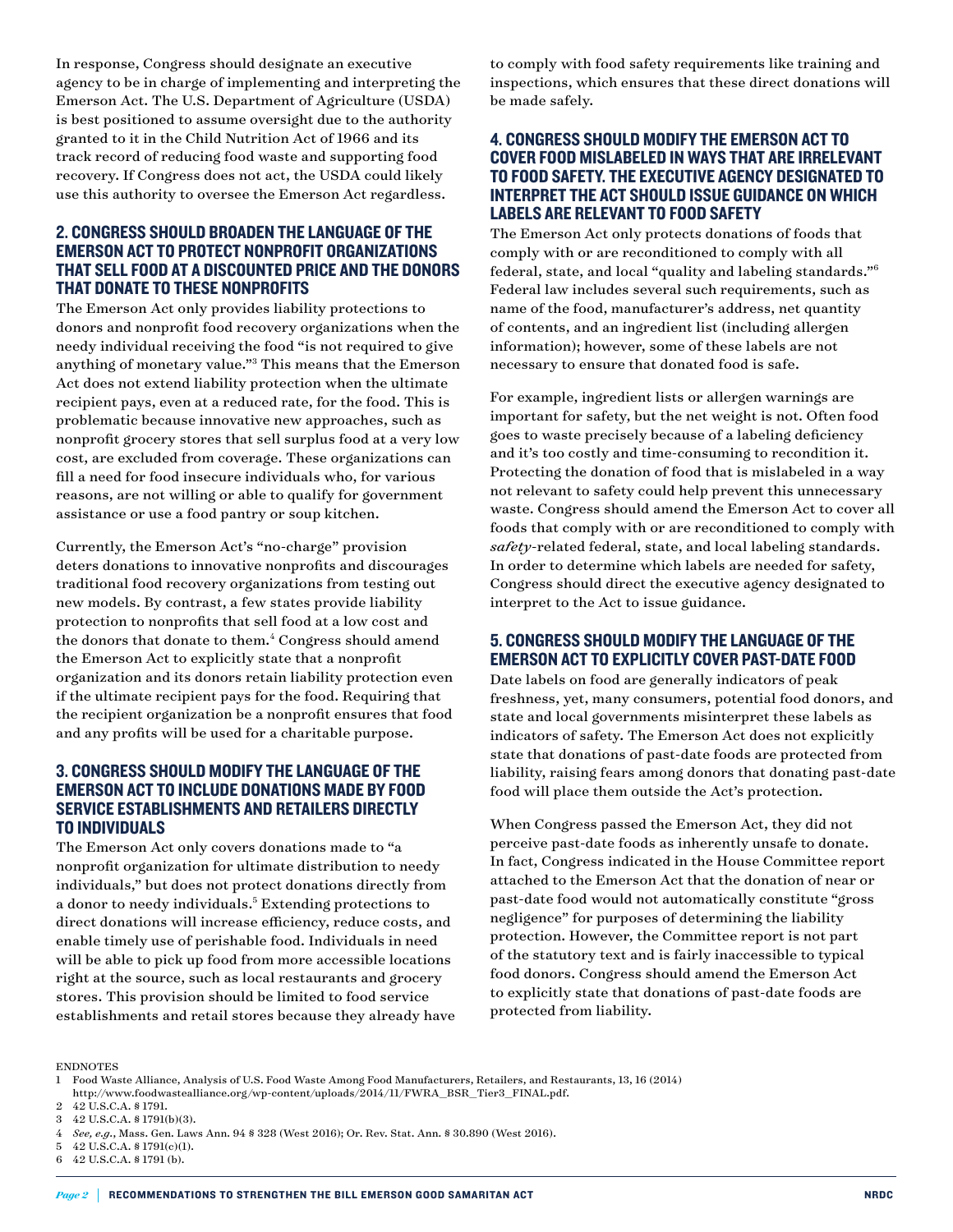In response, Congress should designate an executive agency to be in charge of implementing and interpreting the Emerson Act. The U.S. Department of Agriculture (USDA) is best positioned to assume oversight due to the authority granted to it in the Child Nutrition Act of 1966 and its track record of reducing food waste and supporting food recovery. If Congress does not act, the USDA could likely use this authority to oversee the Emerson Act regardless.

## 2. CONGRESS SHOULD BROADEN THE LANGUAGE OF THE EMERSON ACT TO PROTECT NONPROFIT ORGANIZATIONS THAT SELL FOOD AT A DISCOUNTED PRICE AND THE DONORS THAT DONATE TO THESE NONPROFITS

The Emerson Act only provides liability protections to donors and nonprofit food recovery organizations when the needy individual receiving the food "is not required to give anything of monetary value."[3] This means that the Emerson Act does not extend liability protection when the ultimate recipient pays, even at a reduced rate, for the food. This is problematic because innovative new approaches, such as nonprofit grocery stores that sell surplus food at a very low cost, are excluded from coverage. These organizations can fill a need for food insecure individuals who, for various reasons, are not willing or able to qualify for government assistance or use a food pantry or soup kitchen.

Currently, the Emerson Act's "no-charge" provision deters donations to innovative nonprofits and discourages traditional food recovery organizations from testing out new models. By contrast, a few states provide liability protection to nonprofits that sell food at a low cost and the donors that donate to them.[4] Congress should amend the Emerson Act to explicitly state that a nonprofit organization and its donors retain liability protection even if the ultimate recipient pays for the food. Requiring that the recipient organization be a nonprofit ensures that food and any profits will be used for a charitable purpose.

## 3. CONGRESS SHOULD MODIFY THE LANGUAGE OF THE EMERSON ACT TO INCLUDE DONATIONS MADE BY FOOD SERVICE ESTABLISHMENTS AND RETAILERS DIRECTLY TO INDIVIDUALS

The Emerson Act only covers donations made to "a nonprofit organization for ultimate distribution to needy individuals," but does not protect donations directly from a donor to needy individuals.[5] Extending protections to direct donations will increase efficiency, reduce costs, and enable timely use of perishable food. Individuals in need will be able to pick up food from more accessible locations right at the source, such as local restaurants and grocery stores. This provision should be limited to food service establishments and retail stores because they already have to comply with food safety requirements like training and inspections, which ensures that these direct donations will be made safely.

## 4. CONGRESS SHOULD MODIFY THE EMERSON ACT TO COVER FOOD MISLABELED IN WAYS THAT ARE IRRELEVANT TO FOOD SAFETY. THE EXECUTIVE AGENCY DESIGNATED TO INTERPRET THE ACT SHOULD ISSUE GUIDANCE ON WHICH LABELS ARE RELEVANT TO FOOD SAFETY

The Emerson Act only protects donations of foods that comply with or are reconditioned to comply with all federal, state, and local "quality and labeling standards."[6] Federal law includes several such requirements, such as name of the food, manufacturer's address, net quantity of contents, and an ingredient list (including allergen information); however, some of these labels are not necessary to ensure that donated food is safe.

For example, ingredient lists or allergen warnings are important for safety, but the net weight is not. Often food goes to waste precisely because of a labeling deficiency and it's too costly and time-consuming to recondition it. Protecting the donation of food that is mislabeled in a way not relevant to safety could help prevent this unnecessary waste. Congress should amend the Emerson Act to cover all foods that comply with or are reconditioned to comply with *safety*-related federal, state, and local labeling standards. In order to determine which labels are needed for safety, Congress should direct the executive agency designated to interpret to the Act to issue guidance.

## 5. CONGRESS SHOULD MODIFY THE LANGUAGE OF THE EMERSON ACT TO EXPLICITLY COVER PAST-DATE FOOD

Date labels on food are generally indicators of peak freshness, yet, many consumers, potential food donors, and state and local governments misinterpret these labels as indicators of safety. The Emerson Act does not explicitly state that donations of past-date foods are protected from liability, raising fears among donors that donating past-date food will place them outside the Act's protection.

When Congress passed the Emerson Act, they did not perceive past-date foods as inherently unsafe to donate. In fact, Congress indicated in the House Committee report attached to the Emerson Act that the donation of near or past-date food would not automatically constitute "gross negligence" for purposes of determining the liability protection. However, the Committee report is not part of the statutory text and is fairly inaccessible to typical food donors. Congress should amend the Emerson Act to explicitly state that donations of past-date foods are protected from liability.

ENDNOTES

1 Food Waste Alliance, Analysis of U.S. Food Waste Among Food Manufacturers, Retailers, and Restaurants, 13, 16 (2014) http://www.foodwastealliance.org/wp-content/uploads/2014/11/FWRA_BSR_Tier3_FINAL.pdf.

2 42 U.S.C.A. § 1791.

3 42 U.S.C.A. § 1791(b)(3).

4 *See, e.g.*, Mass. Gen. Laws Ann. 94 § 328 (West 2016); Or. Rev. Stat. Ann. § 30.890 (West 2016).

5 42 U.S.C.A. § 1791(c)(1).

6 42 U.S.C.A. § 1791 (b).